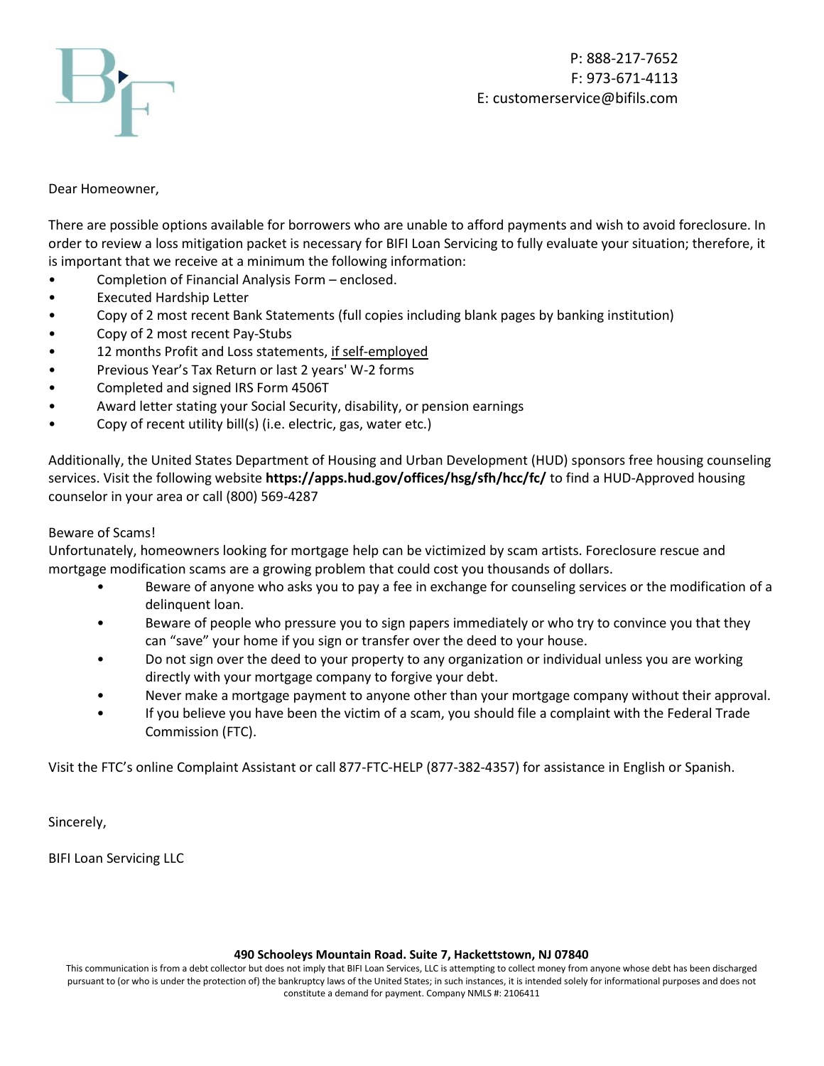P: 888-217-7652
F: 973-671-4113
E: customerservice@bifils.com

Dear Homeowner,

There are possible options available for borrowers who are unable to afford payments and wish to avoid foreclosure. In order to review a loss mitigation packet is necessary for BIFI Loan Servicing to fully evaluate your situation; therefore, it is important that we receive at a minimum the following information:

- Completion of Financial Analysis Form – enclosed.
- Executed Hardship Letter
- Copy of 2 most recent Bank Statements (full copies including blank pages by banking institution)
- Copy of 2 most recent Pay-Stubs
- 12 months Profit and Loss statements, if self-employed
- Previous Year's Tax Return or last 2 years' W-2 forms
- Completed and signed IRS Form 4506T
- Award letter stating your Social Security, disability, or pension earnings
- Copy of recent utility bill(s) (i.e. electric, gas, water etc.)

Additionally, the United States Department of Housing and Urban Development (HUD) sponsors free housing counseling services. Visit the following website **https://apps.hud.gov/offices/hsg/sfh/hcc/fc/** to find a HUD-Approved housing counselor in your area or call (800) 569-4287

Beware of Scams!

Unfortunately, homeowners looking for mortgage help can be victimized by scam artists. Foreclosure rescue and mortgage modification scams are a growing problem that could cost you thousands of dollars.

- Beware of anyone who asks you to pay a fee in exchange for counseling services or the modification of a delinquent loan.
- Beware of people who pressure you to sign papers immediately or who try to convince you that they can "save" your home if you sign or transfer over the deed to your house.
- Do not sign over the deed to your property to any organization or individual unless you are working directly with your mortgage company to forgive your debt.
- Never make a mortgage payment to anyone other than your mortgage company without their approval.
- If you believe you have been the victim of a scam, you should file a complaint with the Federal Trade Commission (FTC).

Visit the FTC's online Complaint Assistant or call 877-FTC-HELP (877-382-4357) for assistance in English or Spanish.

Sincerely,

BIFI Loan Servicing LLC

**490 Schooleys Mountain Road. Suite 7, Hackettstown, NJ 07840**

This communication is from a debt collector but does not imply that BIFI Loan Services, LLC is attempting to collect money from anyone whose debt has been discharged pursuant to (or who is under the protection of) the bankruptcy laws of the United States; in such instances, it is intended solely for informational purposes and does not constitute a demand for payment. Company NMLS #: 2106411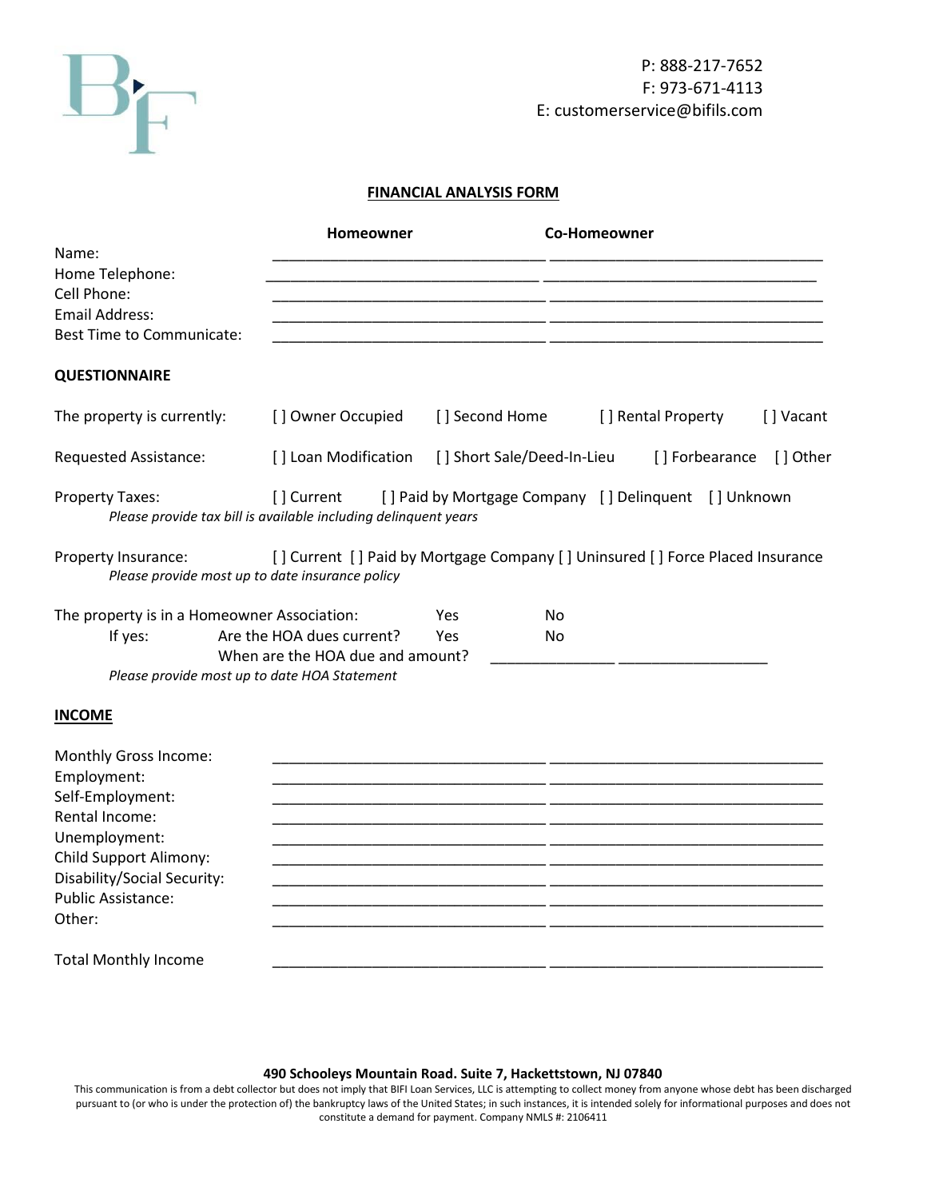P: 888-217-7652
F: 973-671-4113
E: customerservice@bifils.com

## **FINANCIAL ANALYSIS FORM**

| | Homeowner | Co-Homeowner |
|---|---|---|
| Name: | ______________________________ | ______________________________ |
| Home Telephone: | ______________________________ | ______________________________ |
| Cell Phone: | ______________________________ | ______________________________ |
| Email Address: | ______________________________ | ______________________________ |
| Best Time to Communicate: | ______________________________ | ______________________________ |

### QUESTIONNAIRE

The property is currently: [ ] Owner Occupied [ ] Second Home [ ] Rental Property [ ] Vacant

Requested Assistance: [ ] Loan Modification [ ] Short Sale/Deed-In-Lieu [ ] Forbearance [ ] Other

Property Taxes: [ ] Current [ ] Paid by Mortgage Company [ ] Delinquent [ ] Unknown
*Please provide tax bill is available including delinquent years*

Property Insurance: [ ] Current [ ] Paid by Mortgage Company [ ] Uninsured [ ] Force Placed Insurance
*Please provide most up to date insurance policy*

The property is in a Homeowner Association: Yes No
If yes: Are the HOA dues current? Yes No
When are the HOA due and amount? ______________ ________________
*Please provide most up to date HOA Statement*

### INCOME

| | | |
|---|---|---|
| Monthly Gross Income: | ______________________________ | ______________________________ |
| Employment: | ______________________________ | ______________________________ |
| Self-Employment: | ______________________________ | ______________________________ |
| Rental Income: | ______________________________ | ______________________________ |
| Unemployment: | ______________________________ | ______________________________ |
| Child Support Alimony: | ______________________________ | ______________________________ |
| Disability/Social Security: | ______________________________ | ______________________________ |
| Public Assistance: | ______________________________ | ______________________________ |
| Other: | ______________________________ | ______________________________ |
| Total Monthly Income | ______________________________ | ______________________________ |

**490 Schooleys Mountain Road. Suite 7, Hackettstown, NJ 07840**

This communication is from a debt collector but does not imply that BIFI Loan Services, LLC is attempting to collect money from anyone whose debt has been discharged pursuant to (or who is under the protection of) the bankruptcy laws of the United States; in such instances, it is intended solely for informational purposes and does not constitute a demand for payment. Company NMLS #: 2106411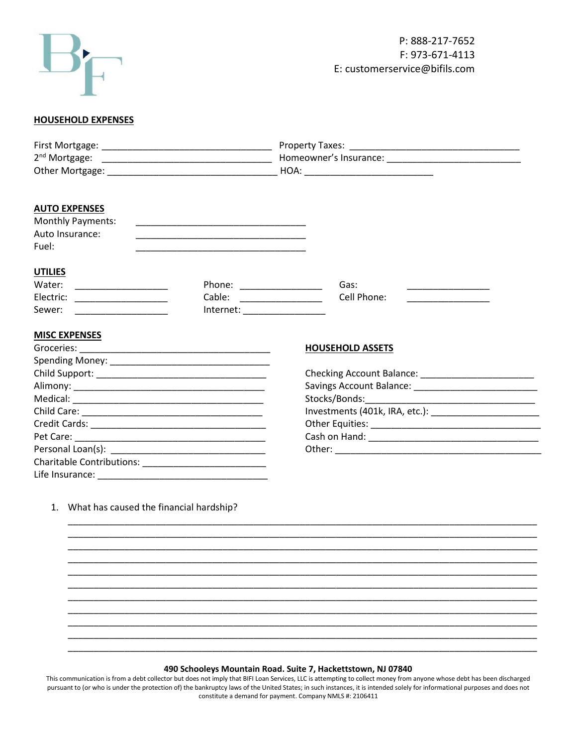P: 888-217-7652
F: 973-671-4113
E: customerservice@bifils.com

**HOUSEHOLD EXPENSES**

First Mortgage: ________________________________ Property Taxes: ________________________________
2nd Mortgage: ________________________________ Homeowner's Insurance: ________________________
Other Mortgage: ________________________________ HOA: ________________________

**AUTO EXPENSES**

Monthly Payments: ________________________________
Auto Insurance: ________________________________
Fuel: ________________________________

**UTILIES**

Water: _________________ Phone: _______________ Gas: _______________
Electric: _________________ Cable: _______________ Cell Phone: _______________
Sewer: _________________ Internet: _______________

**MISC EXPENSES**

Groceries: ___________________________________
Spending Money: ______________________________
Child Support: ________________________________
Alimony: _____________________________________
Medical: _____________________________________
Child Care: ___________________________________
Credit Cards: _________________________________
Pet Care: ____________________________________
Personal Loan(s): _____________________________
Charitable Contributions: _______________________
Life Insurance: ________________________________

**HOUSEHOLD ASSETS**

Checking Account Balance: _____________________
Savings Account Balance: ______________________
Stocks/Bonds:________________________________
Investments (401k, IRA, etc.): ____________________
Other Equities: _______________________________
Cash on Hand: ________________________________
Other: _______________________________________

1. What has caused the financial hardship?

______________________________________________________________________________
______________________________________________________________________________
______________________________________________________________________________
______________________________________________________________________________
______________________________________________________________________________
______________________________________________________________________________
______________________________________________________________________________
______________________________________________________________________________
______________________________________________________________________________
______________________________________________________________________________
______________________________________________________________________________

**490 Schooleys Mountain Road. Suite 7, Hackettstown, NJ 07840**

This communication is from a debt collector but does not imply that BIFI Loan Services, LLC is attempting to collect money from anyone whose debt has been discharged pursuant to (or who is under the protection of) the bankruptcy laws of the United States; in such instances, it is intended solely for informational purposes and does not constitute a demand for payment. Company NMLS #: 2106411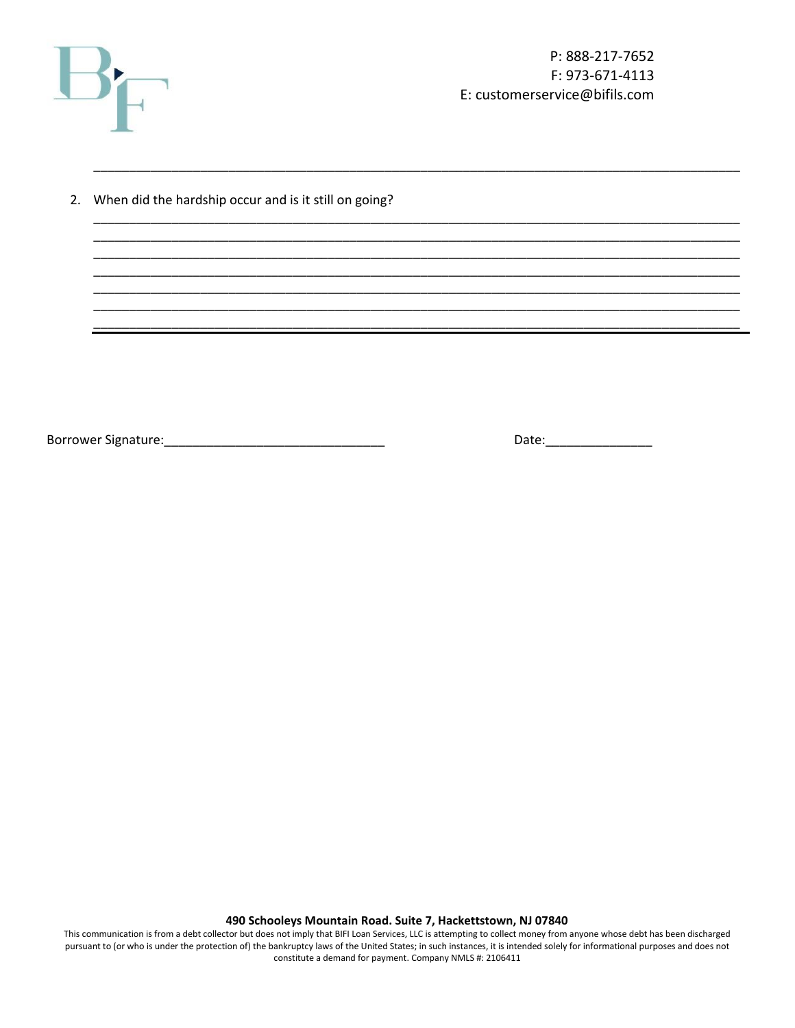P: 888-217-7652
F: 973-671-4113
E: customerservice@bifils.com

_____________________________________________________________________________________

2. When did the hardship occur and is it still on going?

_____________________________________________________________________________________
_____________________________________________________________________________________
_____________________________________________________________________________________
_____________________________________________________________________________________
_____________________________________________________________________________________
_____________________________________________________________________________________
_____________________________________________________________________________________

Borrower Signature:_______________________________ Date:_______________

**490 Schooleys Mountain Road. Suite 7, Hackettstown, NJ 07840**

This communication is from a debt collector but does not imply that BIFI Loan Services, LLC is attempting to collect money from anyone whose debt has been discharged pursuant to (or who is under the protection of) the bankruptcy laws of the United States; in such instances, it is intended solely for informational purposes and does not constitute a demand for payment. Company NMLS #: 2106411